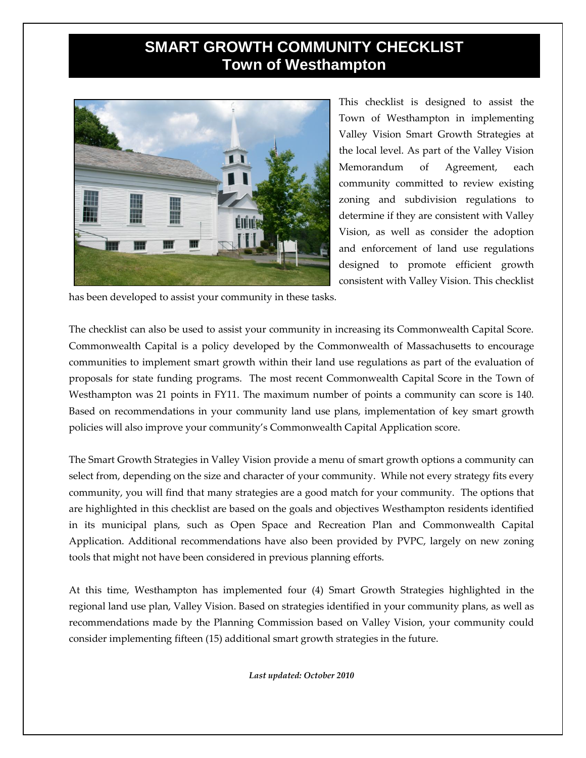# SMART GROWTH COMMUNITY CHECKLIST
## Town of Westhampton

This checklist is designed to assist the Town of Westhampton in implementing Valley Vision Smart Growth Strategies at the local level. As part of the Valley Vision Memorandum of Agreement, each community committed to review existing zoning and subdivision regulations to determine if they are consistent with Valley Vision, as well as consider the adoption and enforcement of land use regulations designed to promote efficient growth consistent with Valley Vision. This checklist has been developed to assist your community in these tasks.

The checklist can also be used to assist your community in increasing its Commonwealth Capital Score. Commonwealth Capital is a policy developed by the Commonwealth of Massachusetts to encourage communities to implement smart growth within their land use regulations as part of the evaluation of proposals for state funding programs. The most recent Commonwealth Capital Score in the Town of Westhampton was 21 points in FY11. The maximum number of points a community can score is 140. Based on recommendations in your community land use plans, implementation of key smart growth policies will also improve your community's Commonwealth Capital Application score.

The Smart Growth Strategies in Valley Vision provide a menu of smart growth options a community can select from, depending on the size and character of your community. While not every strategy fits every community, you will find that many strategies are a good match for your community. The options that are highlighted in this checklist are based on the goals and objectives Westhampton residents identified in its municipal plans, such as Open Space and Recreation Plan and Commonwealth Capital Application. Additional recommendations have also been provided by PVPC, largely on new zoning tools that might not have been considered in previous planning efforts.

At this time, Westhampton has implemented four (4) Smart Growth Strategies highlighted in the regional land use plan, Valley Vision. Based on strategies identified in your community plans, as well as recommendations made by the Planning Commission based on Valley Vision, your community could consider implementing fifteen (15) additional smart growth strategies in the future.

***Last updated: October 2010***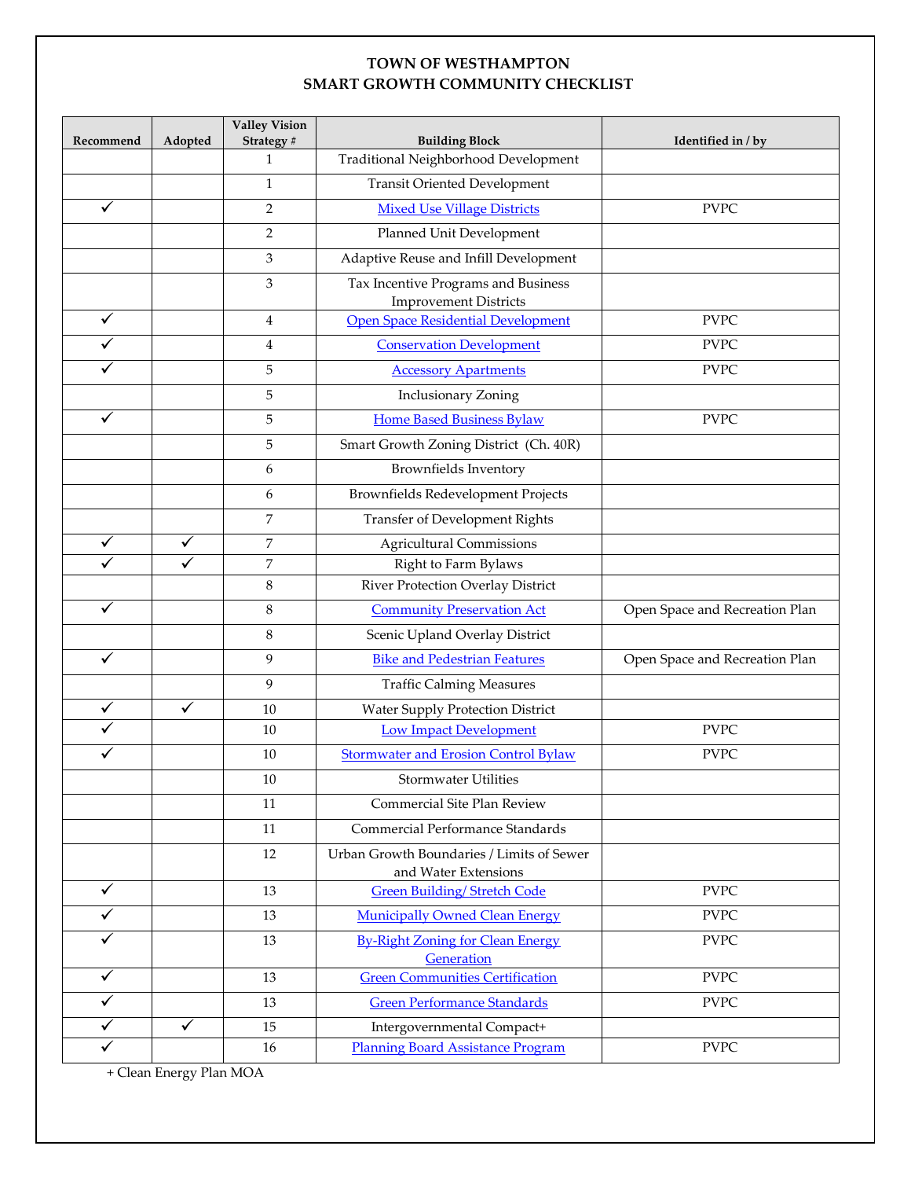# TOWN OF WESTHAMPTON
## SMART GROWTH COMMUNITY CHECKLIST

| Recommend | Adopted | Valley Vision Strategy # | Building Block | Identified in / by |
|---|---|---|---|---|
| | | 1 | Traditional Neighborhood Development | |
| | | 1 | Transit Oriented Development | |
| ✓ | | 2 | Mixed Use Village Districts | PVPC |
| | | 2 | Planned Unit Development | |
| | | 3 | Adaptive Reuse and Infill Development | |
| | | 3 | Tax Incentive Programs and Business Improvement Districts | |
| ✓ | | 4 | Open Space Residential Development | PVPC |
| ✓ | | 4 | Conservation Development | PVPC |
| ✓ | | 5 | Accessory Apartments | PVPC |
| | | 5 | Inclusionary Zoning | |
| ✓ | | 5 | Home Based Business Bylaw | PVPC |
| | | 5 | Smart Growth Zoning District (Ch. 40R) | |
| | | 6 | Brownfields Inventory | |
| | | 6 | Brownfields Redevelopment Projects | |
| | | 7 | Transfer of Development Rights | |
| ✓ | ✓ | 7 | Agricultural Commissions | |
| ✓ | ✓ | 7 | Right to Farm Bylaws | |
| | | 8 | River Protection Overlay District | |
| ✓ | | 8 | Community Preservation Act | Open Space and Recreation Plan |
| | | 8 | Scenic Upland Overlay District | |
| ✓ | | 9 | Bike and Pedestrian Features | Open Space and Recreation Plan |
| | | 9 | Traffic Calming Measures | |
| ✓ | ✓ | 10 | Water Supply Protection District | |
| ✓ | | 10 | Low Impact Development | PVPC |
| ✓ | | 10 | Stormwater and Erosion Control Bylaw | PVPC |
| | | 10 | Stormwater Utilities | |
| | | 11 | Commercial Site Plan Review | |
| | | 11 | Commercial Performance Standards | |
| | | 12 | Urban Growth Boundaries / Limits of Sewer and Water Extensions | |
| ✓ | | 13 | Green Building/ Stretch Code | PVPC |
| ✓ | | 13 | Municipally Owned Clean Energy | PVPC |
| ✓ | | 13 | By-Right Zoning for Clean Energy Generation | PVPC |
| ✓ | | 13 | Green Communities Certification | PVPC |
| ✓ | | 13 | Green Performance Standards | PVPC |
| ✓ | ✓ | 15 | Intergovernmental Compact+ | |
| ✓ | | 16 | Planning Board Assistance Program | PVPC |

+ Clean Energy Plan MOA